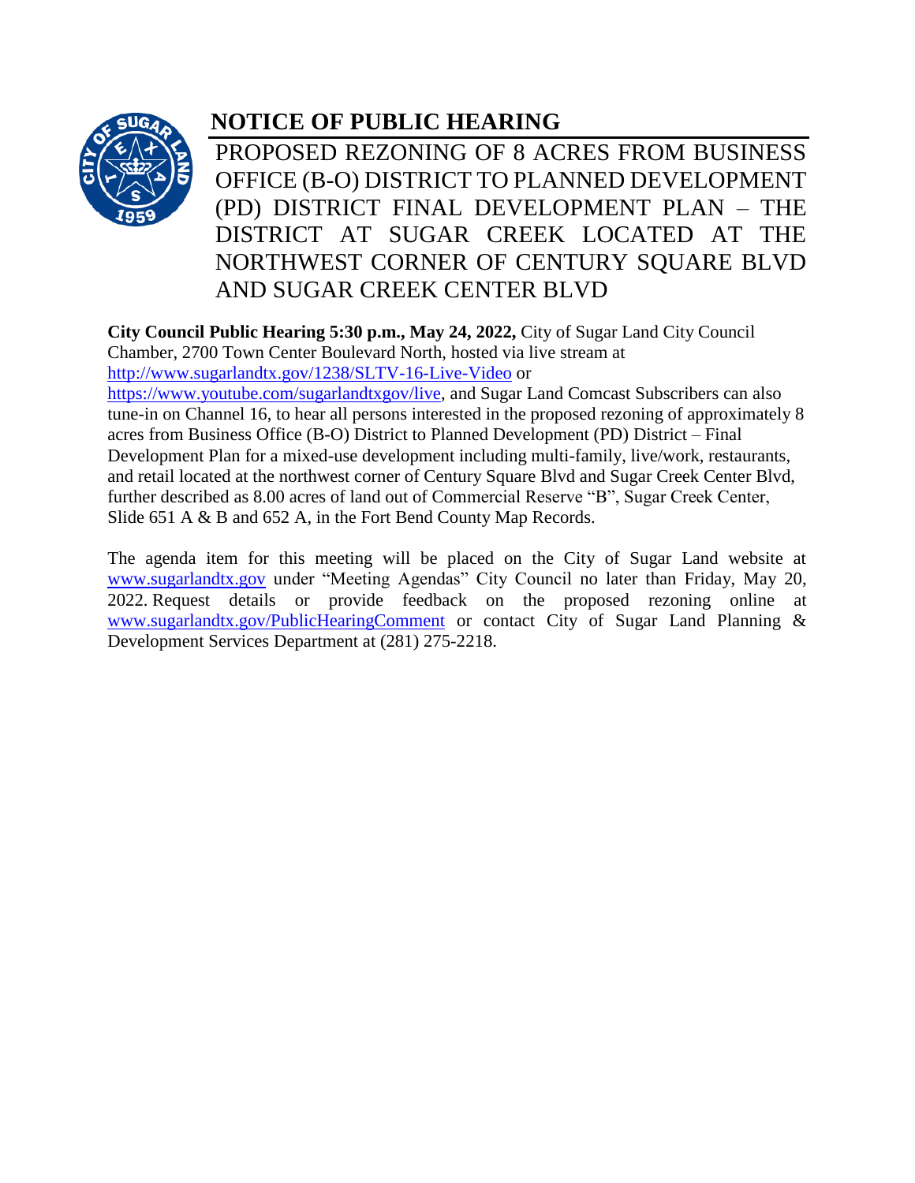# NOTICE OF PUBLIC HEARING

## PROPOSED REZONING OF 8 ACRES FROM BUSINESS OFFICE (B-O) DISTRICT TO PLANNED DEVELOPMENT (PD) DISTRICT FINAL DEVELOPMENT PLAN – THE DISTRICT AT SUGAR CREEK LOCATED AT THE NORTHWEST CORNER OF CENTURY SQUARE BLVD AND SUGAR CREEK CENTER BLVD

**City Council Public Hearing 5:30 p.m., May 24, 2022,** City of Sugar Land City Council Chamber, 2700 Town Center Boulevard North, hosted via live stream at http://www.sugarlandtx.gov/1238/SLTV-16-Live-Video or https://www.youtube.com/sugarlandtxgov/live, and Sugar Land Comcast Subscribers can also tune-in on Channel 16, to hear all persons interested in the proposed rezoning of approximately 8 acres from Business Office (B-O) District to Planned Development (PD) District – Final Development Plan for a mixed-use development including multi-family, live/work, restaurants, and retail located at the northwest corner of Century Square Blvd and Sugar Creek Center Blvd, further described as 8.00 acres of land out of Commercial Reserve "B", Sugar Creek Center, Slide 651 A & B and 652 A, in the Fort Bend County Map Records.

The agenda item for this meeting will be placed on the City of Sugar Land website at www.sugarlandtx.gov under "Meeting Agendas" City Council no later than Friday, May 20, 2022. Request details or provide feedback on the proposed rezoning online at www.sugarlandtx.gov/PublicHearingComment or contact City of Sugar Land Planning & Development Services Department at (281) 275-2218.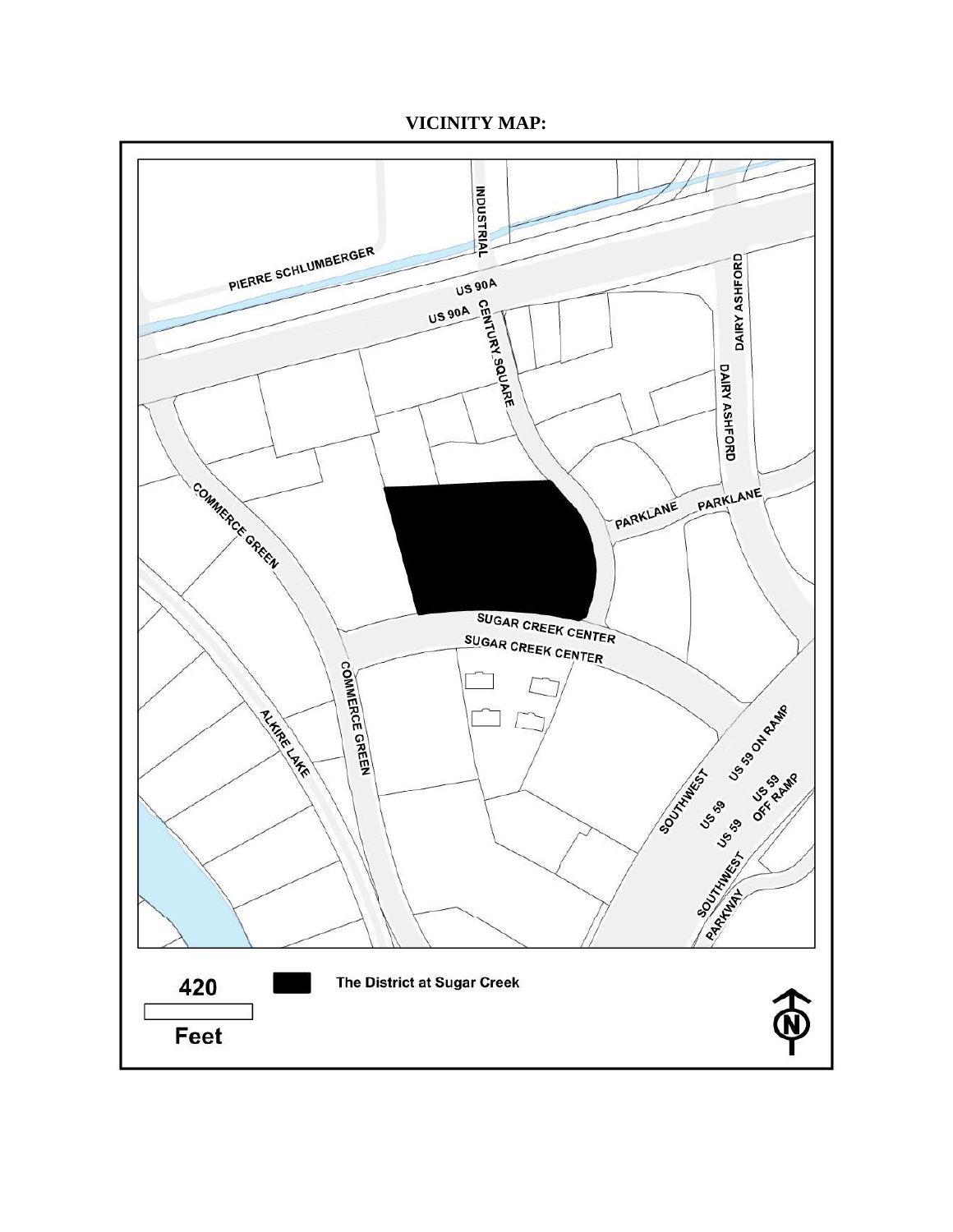**VICINITY MAP:**

PIERRE SCHLUMBERGER

INDUSTRIAL

US 90A

US 90A

CENTURY SQUARE

DAIRY ASHFORD

DAIRY ASHFORD

PARKLANE

PARKLANE

COMMERCE GREEN

SUGAR CREEK CENTER

SUGAR CREEK CENTER

COMMERCE GREEN

ALKIRE LAKE

US 59 ON RAMP

SOUTHWEST

US 59

US 59

US 59 OFF RAMP

SOUTHWEST

PARKWAY

420

Feet

The District at Sugar Creek

N